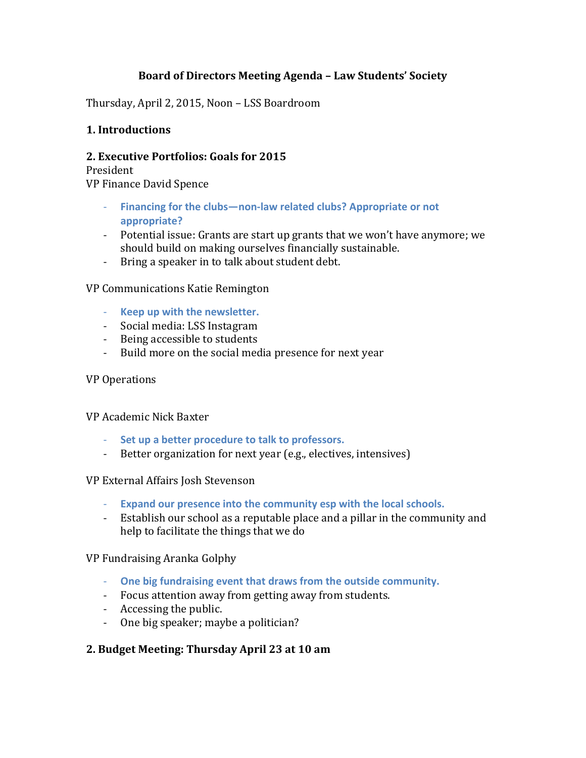# Board of Directors Meeting Agenda – Law Students' Society

Thursday, April 2, 2015, Noon – LSS Boardroom

## 1. Introductions

## 2. Executive Portfolios: Goals for 2015

President

VP Finance David Spence

- **Financing for the clubs—non-law related clubs? Appropriate or not appropriate?**
- Potential issue: Grants are start up grants that we won't have anymore; we should build on making ourselves financially sustainable.
- Bring a speaker in to talk about student debt.

VP Communications Katie Remington

- **Keep up with the newsletter.**
- Social media: LSS Instagram
- Being accessible to students
- Build more on the social media presence for next year

VP Operations

VP Academic Nick Baxter

- **Set up a better procedure to talk to professors.**
- Better organization for next year (e.g., electives, intensives)

VP External Affairs Josh Stevenson

- **Expand our presence into the community esp with the local schools.**
- Establish our school as a reputable place and a pillar in the community and help to facilitate the things that we do

VP Fundraising Aranka Golphy

- **One big fundraising event that draws from the outside community.**
- Focus attention away from getting away from students.
- Accessing the public.
- One big speaker; maybe a politician?

## 2. Budget Meeting: Thursday April 23 at 10 am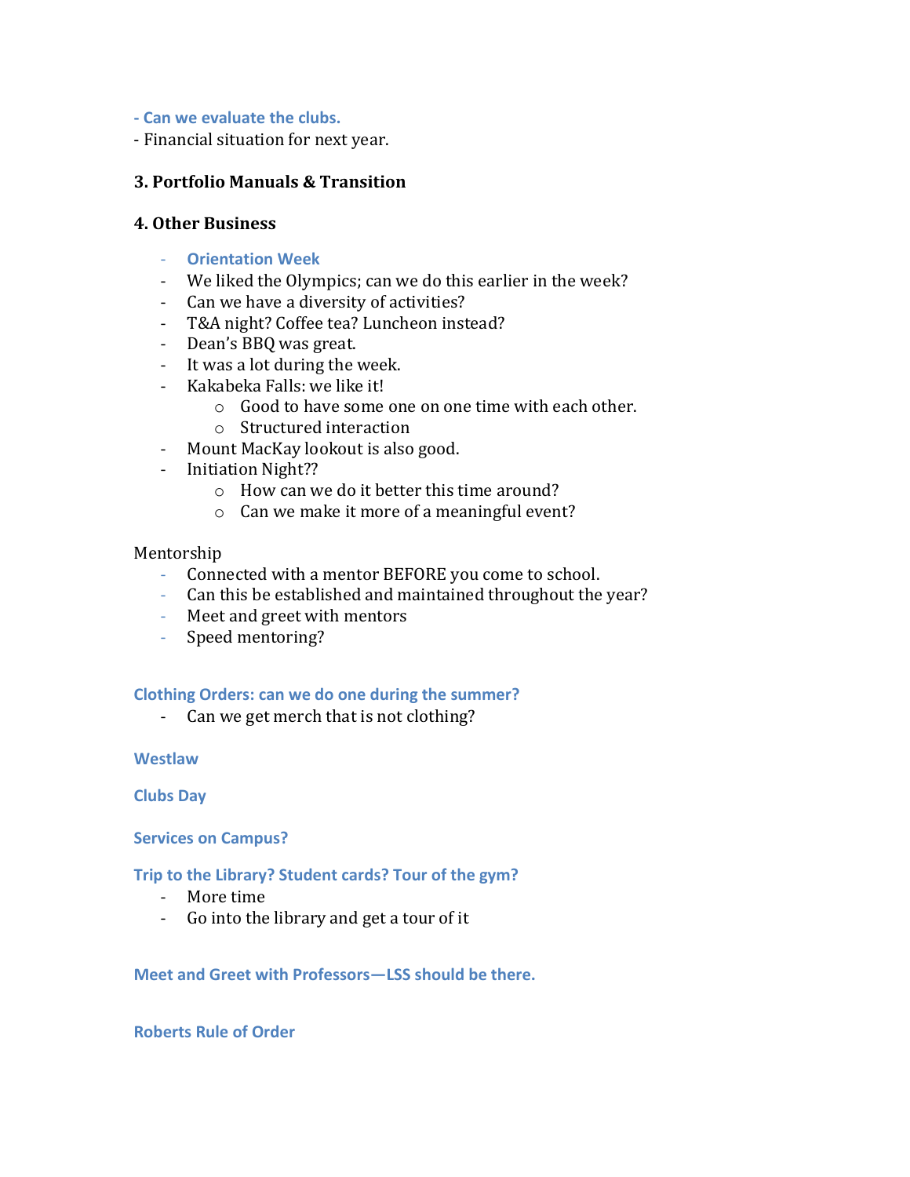**- Can we evaluate the clubs.**
- Financial situation for next year.

**3. Portfolio Manuals & Transition**

**4. Other Business**

- **Orientation Week**
- We liked the Olympics; can we do this earlier in the week?
- Can we have a diversity of activities?
- T&A night? Coffee tea? Luncheon instead?
- Dean's BBQ was great.
- It was a lot during the week.
- Kakabeka Falls: we like it!
  - Good to have some one on one time with each other.
  - Structured interaction
- Mount MacKay lookout is also good.
- Initiation Night??
  - How can we do it better this time around?
  - Can we make it more of a meaningful event?

Mentorship
- Connected with a mentor BEFORE you come to school.
- Can this be established and maintained throughout the year?
- Meet and greet with mentors
- Speed mentoring?

**Clothing Orders: can we do one during the summer?**
- Can we get merch that is not clothing?

**Westlaw**

**Clubs Day**

**Services on Campus?**

**Trip to the Library? Student cards? Tour of the gym?**
- More time
- Go into the library and get a tour of it

**Meet and Greet with Professors—LSS should be there.**

**Roberts Rule of Order**